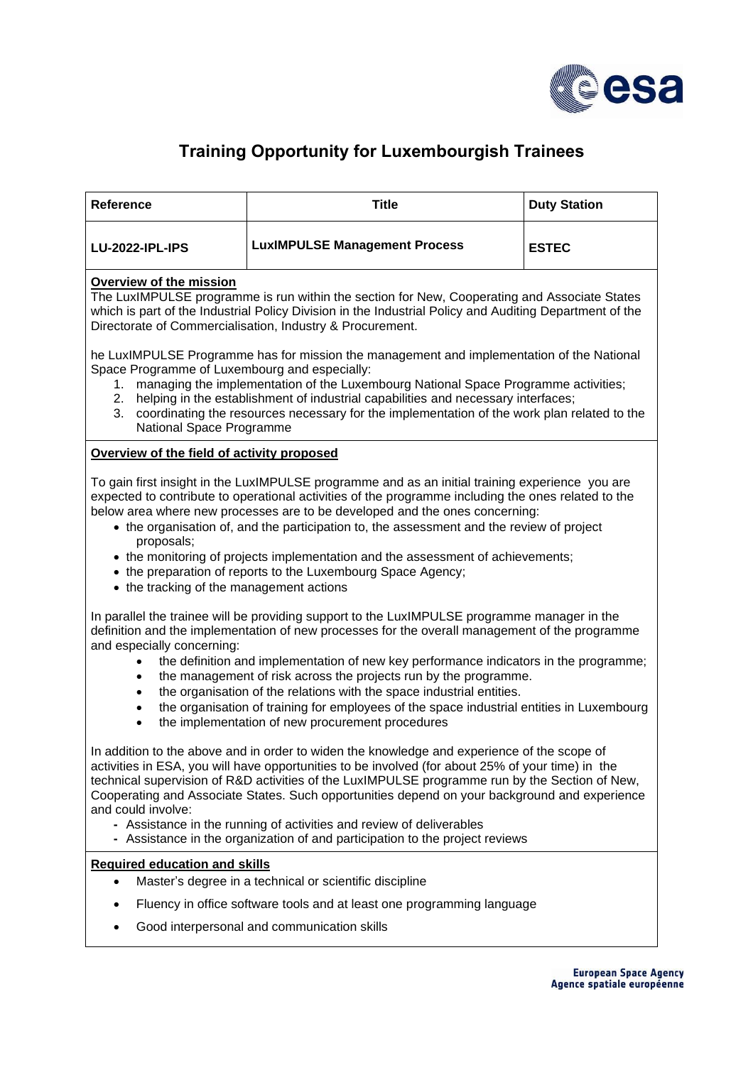# Training Opportunity for Luxembourgish Trainees

| Reference | Title | Duty Station |
|---|---|---|
| LU-2022-IPL-IPS | LuxIMPULSE Management Process | ESTEC |

**Overview of the mission**

The LuxIMPULSE programme is run within the section for New, Cooperating and Associate States which is part of the Industrial Policy Division in the Industrial Policy and Auditing Department of the Directorate of Commercialisation, Industry & Procurement.

he LuxIMPULSE Programme has for mission the management and implementation of the National Space Programme of Luxembourg and especially:

1. managing the implementation of the Luxembourg National Space Programme activities;
2. helping in the establishment of industrial capabilities and necessary interfaces;
3. coordinating the resources necessary for the implementation of the work plan related to the National Space Programme

**Overview of the field of activity proposed**

To gain first insight in the LuxIMPULSE programme and as an initial training experience you are expected to contribute to operational activities of the programme including the ones related to the below area where new processes are to be developed and the ones concerning:

- the organisation of, and the participation to, the assessment and the review of project proposals;
- the monitoring of projects implementation and the assessment of achievements;
- the preparation of reports to the Luxembourg Space Agency;
- the tracking of the management actions

In parallel the trainee will be providing support to the LuxIMPULSE programme manager in the definition and the implementation of new processes for the overall management of the programme and especially concerning:

- the definition and implementation of new key performance indicators in the programme;
- the management of risk across the projects run by the programme.
- the organisation of the relations with the space industrial entities.
- the organisation of training for employees of the space industrial entities in Luxembourg
- the implementation of new procurement procedures

In addition to the above and in order to widen the knowledge and experience of the scope of activities in ESA, you will have opportunities to be involved (for about 25% of your time) in the technical supervision of R&D activities of the LuxIMPULSE programme run by the Section of New, Cooperating and Associate States. Such opportunities depend on your background and experience and could involve:

- Assistance in the running of activities and review of deliverables
- Assistance in the organization of and participation to the project reviews

**Required education and skills**

- Master's degree in a technical or scientific discipline
- Fluency in office software tools and at least one programming language
- Good interpersonal and communication skills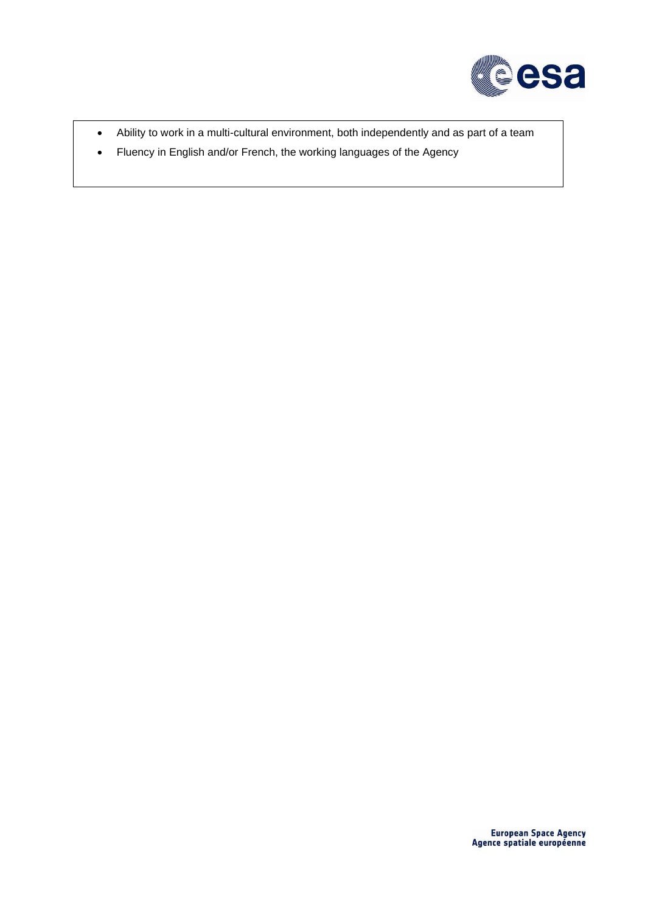- Ability to work in a multi-cultural environment, both independently and as part of a team
- Fluency in English and/or French, the working languages of the Agency